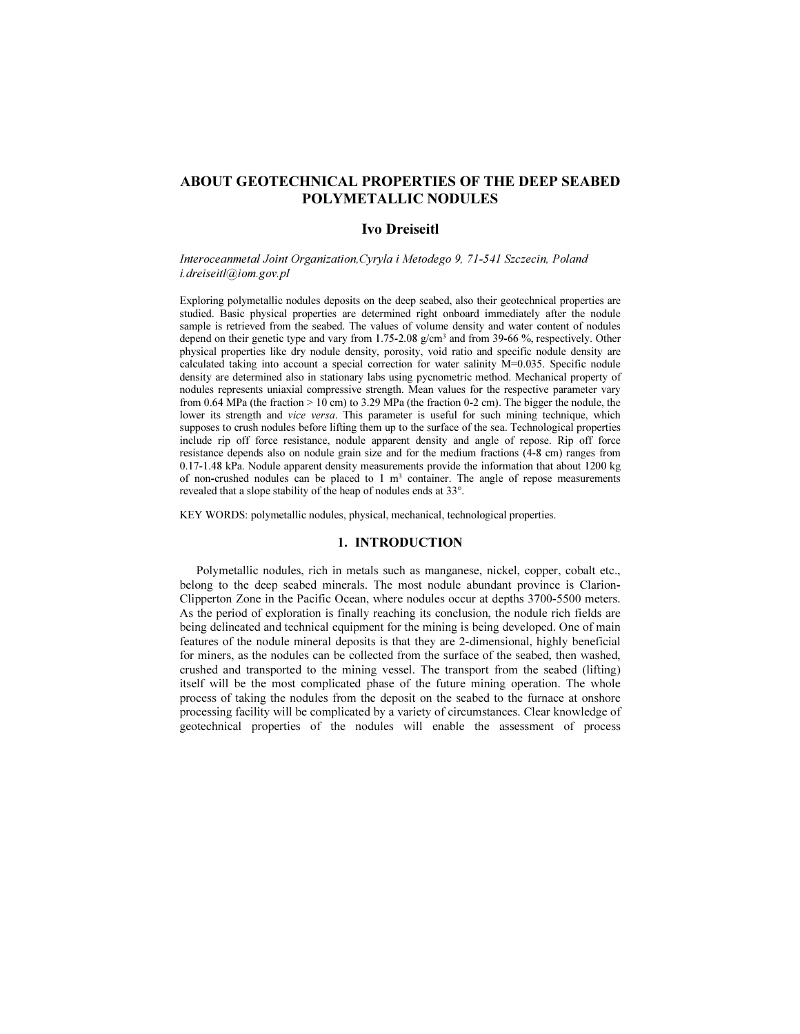# ABOUT GEOTECHNICAL PROPERTIES OF THE DEEP SEABED POLYMETALLIC NODULES

**Ivo Dreiseitl**

*Interoceanmetal Joint Organization,Cyryla i Metodego 9, 71-541 Szczecin, Poland*
*i.dreiseitl@iom.gov.pl*

Exploring polymetallic nodules deposits on the deep seabed, also their geotechnical properties are studied. Basic physical properties are determined right onboard immediately after the nodule sample is retrieved from the seabed. The values of volume density and water content of nodules depend on their genetic type and vary from 1.75-2.08 g/cm³ and from 39-66 %, respectively. Other physical properties like dry nodule density, porosity, void ratio and specific nodule density are calculated taking into account a special correction for water salinity M=0.035. Specific nodule density are determined also in stationary labs using pycnometric method. Mechanical property of nodules represents uniaxial compressive strength. Mean values for the respective parameter vary from 0.64 MPa (the fraction > 10 cm) to 3.29 MPa (the fraction 0-2 cm). The bigger the nodule, the lower its strength and *vice versa*. This parameter is useful for such mining technique, which supposes to crush nodules before lifting them up to the surface of the sea. Technological properties include rip off force resistance, nodule apparent density and angle of repose. Rip off force resistance depends also on nodule grain size and for the medium fractions (4-8 cm) ranges from 0.17-1.48 kPa. Nodule apparent density measurements provide the information that about 1200 kg of non-crushed nodules can be placed to 1 m³ container. The angle of repose measurements revealed that a slope stability of the heap of nodules ends at 33°.

KEY WORDS: polymetallic nodules, physical, mechanical, technological properties.

## 1. INTRODUCTION

Polymetallic nodules, rich in metals such as manganese, nickel, copper, cobalt etc., belong to the deep seabed minerals. The most nodule abundant province is Clarion-Clipperton Zone in the Pacific Ocean, where nodules occur at depths 3700-5500 meters. As the period of exploration is finally reaching its conclusion, the nodule rich fields are being delineated and technical equipment for the mining is being developed. One of main features of the nodule mineral deposits is that they are 2-dimensional, highly beneficial for miners, as the nodules can be collected from the surface of the seabed, then washed, crushed and transported to the mining vessel. The transport from the seabed (lifting) itself will be the most complicated phase of the future mining operation. The whole process of taking the nodules from the deposit on the seabed to the furnace at onshore processing facility will be complicated by a variety of circumstances. Clear knowledge of geotechnical properties of the nodules will enable the assessment of process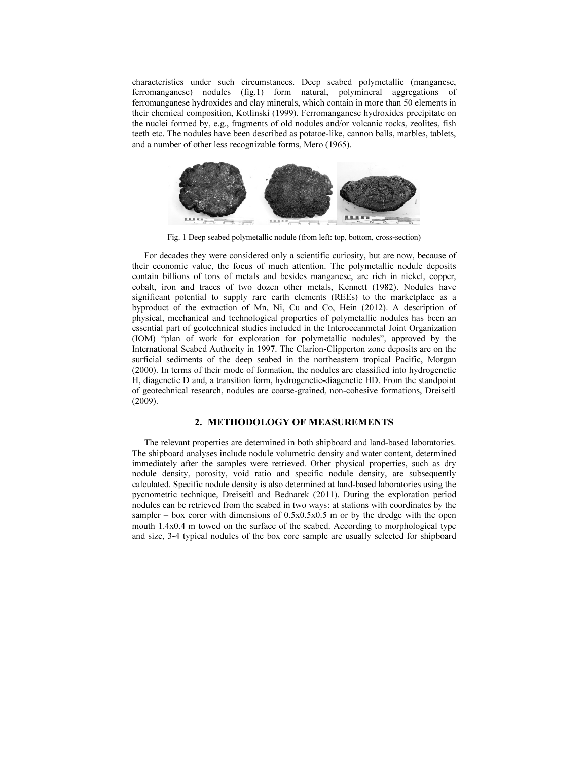characteristics under such circumstances. Deep seabed polymetallic (manganese, ferromanganese) nodules (fig.1) form natural, polymineral aggregations of ferromanganese hydroxides and clay minerals, which contain in more than 50 elements in their chemical composition, Kotlinski (1999). Ferromanganese hydroxides precipitate on the nuclei formed by, e.g., fragments of old nodules and/or volcanic rocks, zeolites, fish teeth etc. The nodules have been described as potatoe-like, cannon balls, marbles, tablets, and a number of other less recognizable forms, Mero (1965).

Fig. 1 Deep seabed polymetallic nodule (from left: top, bottom, cross-section)

For decades they were considered only a scientific curiosity, but are now, because of their economic value, the focus of much attention. The polymetallic nodule deposits contain billions of tons of metals and besides manganese, are rich in nickel, copper, cobalt, iron and traces of two dozen other metals, Kennett (1982). Nodules have significant potential to supply rare earth elements (REEs) to the marketplace as a byproduct of the extraction of Mn, Ni, Cu and Co, Hein (2012). A description of physical, mechanical and technological properties of polymetallic nodules has been an essential part of geotechnical studies included in the Interoceanmetal Joint Organization (IOM) "plan of work for exploration for polymetallic nodules", approved by the International Seabed Authority in 1997. The Clarion-Clipperton zone deposits are on the surficial sediments of the deep seabed in the northeastern tropical Pacific, Morgan (2000). In terms of their mode of formation, the nodules are classified into hydrogenetic H, diagenetic D and, a transition form, hydrogenetic-diagenetic HD. From the standpoint of geotechnical research, nodules are coarse-grained, non-cohesive formations, Dreiseitl (2009).

## 2. METHODOLOGY OF MEASUREMENTS

The relevant properties are determined in both shipboard and land-based laboratories. The shipboard analyses include nodule volumetric density and water content, determined immediately after the samples were retrieved. Other physical properties, such as dry nodule density, porosity, void ratio and specific nodule density, are subsequently calculated. Specific nodule density is also determined at land-based laboratories using the pycnometric technique, Dreiseitl and Bednarek (2011). During the exploration period nodules can be retrieved from the seabed in two ways: at stations with coordinates by the sampler – box corer with dimensions of 0.5x0.5x0.5 m or by the dredge with the open mouth 1.4x0.4 m towed on the surface of the seabed. According to morphological type and size, 3-4 typical nodules of the box core sample are usually selected for shipboard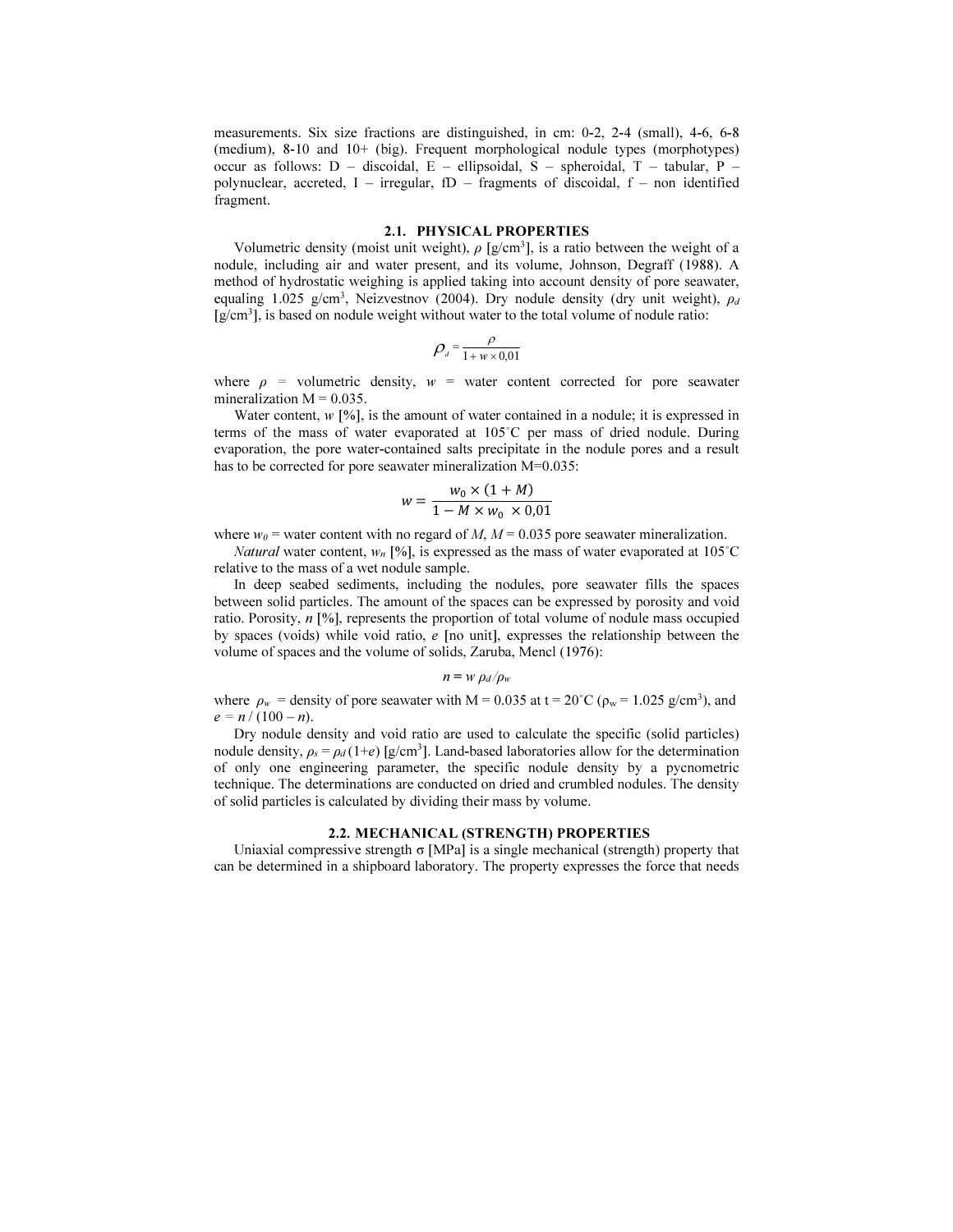measurements. Six size fractions are distinguished, in cm: 0-2, 2-4 (small), 4-6, 6-8 (medium), 8-10 and 10+ (big). Frequent morphological nodule types (morphotypes) occur as follows: D – discoidal, E – ellipsoidal, S – spheroidal, T – tabular, P – polynuclear, accreted, I – irregular, fD – fragments of discoidal, f – non identified fragment.

## 2.1. PHYSICAL PROPERTIES

Volumetric density (moist unit weight), $\rho$ [g/cm$^3$], is a ratio between the weight of a nodule, including air and water present, and its volume, Johnson, Degraff (1988). A method of hydrostatic weighing is applied taking into account density of pore seawater, equaling 1.025 g/cm$^3$, Neizvestnov (2004). Dry nodule density (dry unit weight), $\rho_d$ [g/cm$^3$], is based on nodule weight without water to the total volume of nodule ratio:

$$\rho_d = \frac{\rho}{1 + w \times 0{,}01}$$

where $\rho$ = volumetric density, $w$ = water content corrected for pore seawater mineralization M = 0.035.

Water content, $w$ [%], is the amount of water contained in a nodule; it is expressed in terms of the mass of water evaporated at 105°C per mass of dried nodule. During evaporation, the pore water-contained salts precipitate in the nodule pores and a result has to be corrected for pore seawater mineralization M=0.035:

$$w = \frac{w_0 \times (1 + M)}{1 - M \times w_0 \times 0{,}01}$$

where $w_0$ = water content with no regard of $M$, $M$ = 0.035 pore seawater mineralization.

*Natural* water content, $w_n$ [%], is expressed as the mass of water evaporated at 105°C relative to the mass of a wet nodule sample.

In deep seabed sediments, including the nodules, pore seawater fills the spaces between solid particles. The amount of the spaces can be expressed by porosity and void ratio. Porosity, $n$ [%], represents the proportion of total volume of nodule mass occupied by spaces (voids) while void ratio, $e$ [no unit], expresses the relationship between the volume of spaces and the volume of solids, Zaruba, Mencl (1976):

$$n = w\, \rho_d / \rho_w$$

where $\rho_w$ = density of pore seawater with M = 0.035 at t = 20°C ($\rho_w$ = 1.025 g/cm$^3$), and $e = n / (100 - n)$.

Dry nodule density and void ratio are used to calculate the specific (solid particles) nodule density, $\rho_s = \rho_d (1+e)$ [g/cm$^3$]. Land-based laboratories allow for the determination of only one engineering parameter, the specific nodule density by a pycnometric technique. The determinations are conducted on dried and crumbled nodules. The density of solid particles is calculated by dividing their mass by volume.

## 2.2. MECHANICAL (STRENGTH) PROPERTIES

Uniaxial compressive strength $\sigma$ [MPa] is a single mechanical (strength) property that can be determined in a shipboard laboratory. The property expresses the force that needs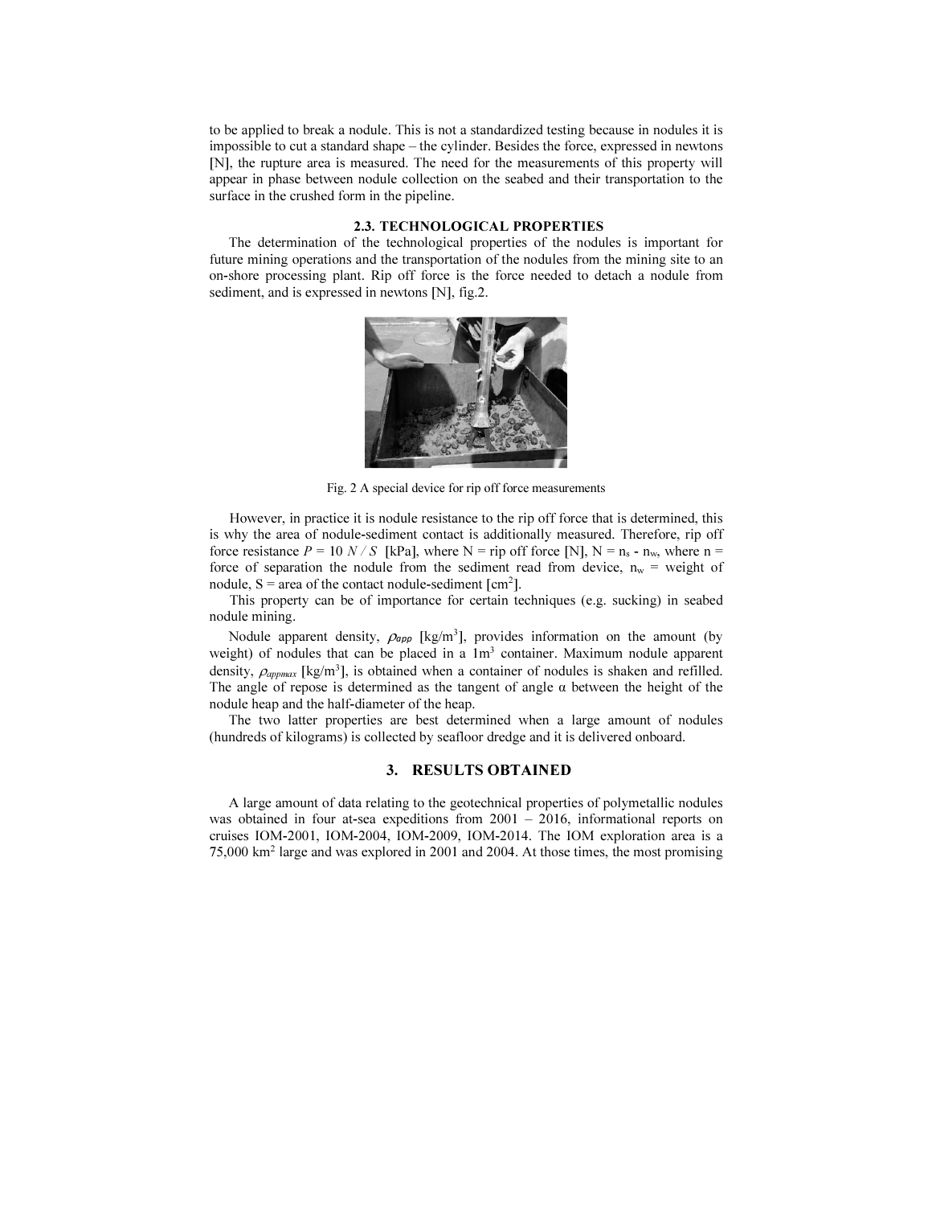to be applied to break a nodule. This is not a standardized testing because in nodules it is impossible to cut a standard shape – the cylinder. Besides the force, expressed in newtons [N], the rupture area is measured. The need for the measurements of this property will appear in phase between nodule collection on the seabed and their transportation to the surface in the crushed form in the pipeline.

### 2.3. TECHNOLOGICAL PROPERTIES

The determination of the technological properties of the nodules is important for future mining operations and the transportation of the nodules from the mining site to an on-shore processing plant. Rip off force is the force needed to detach a nodule from sediment, and is expressed in newtons [N], fig.2.

Fig. 2 A special device for rip off force measurements

However, in practice it is nodule resistance to the rip off force that is determined, this is why the area of nodule-sediment contact is additionally measured. Therefore, rip off force resistance $P = 10\ N / S$ [kPa], where N = rip off force [N], $N = n_s - n_w$, where n = force of separation the nodule from the sediment read from device, $n_w$ = weight of nodule, S = area of the contact nodule-sediment [$cm^2$].

This property can be of importance for certain techniques (e.g. sucking) in seabed nodule mining.

Nodule apparent density, $\rho_{app}$ [$kg/m^3$], provides information on the amount (by weight) of nodules that can be placed in a $1m^3$ container. Maximum nodule apparent density, $\rho_{appmax}$ [$kg/m^3$], is obtained when a container of nodules is shaken and refilled. The angle of repose is determined as the tangent of angle α between the height of the nodule heap and the half-diameter of the heap.

The two latter properties are best determined when a large amount of nodules (hundreds of kilograms) is collected by seafloor dredge and it is delivered onboard.

## 3. RESULTS OBTAINED

A large amount of data relating to the geotechnical properties of polymetallic nodules was obtained in four at-sea expeditions from 2001 – 2016, informational reports on cruises IOM-2001, IOM-2004, IOM-2009, IOM-2014. The IOM exploration area is a 75,000 $km^2$ large and was explored in 2001 and 2004. At those times, the most promising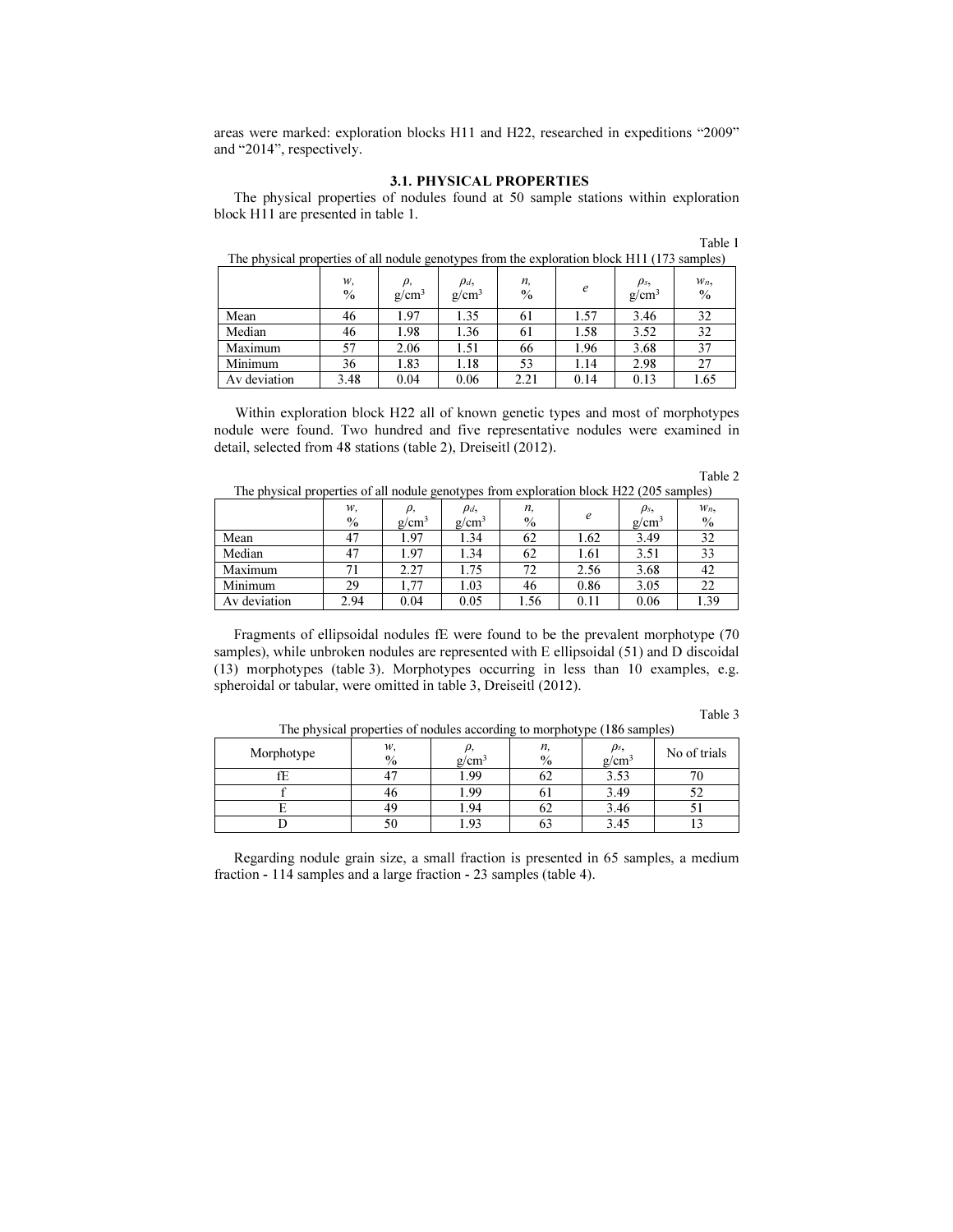areas were marked: exploration blocks H11 and H22, researched in expeditions "2009" and "2014", respectively.

### 3.1. PHYSICAL PROPERTIES

The physical properties of nodules found at 50 sample stations within exploration block H11 are presented in table 1.

Table 1

The physical properties of all nodule genotypes from the exploration block H11 (173 samples)

| | $w$, % | $\rho$, g/cm$^3$ | $\rho_d$, g/cm$^3$ | $n$, % | $e$ | $\rho_s$, g/cm$^3$ | $w_n$, % |
|---|---|---|---|---|---|---|---|
| Mean | 46 | 1.97 | 1.35 | 61 | 1.57 | 3.46 | 32 |
| Median | 46 | 1.98 | 1.36 | 61 | 1.58 | 3.52 | 32 |
| Maximum | 57 | 2.06 | 1.51 | 66 | 1.96 | 3.68 | 37 |
| Minimum | 36 | 1.83 | 1.18 | 53 | 1.14 | 2.98 | 27 |
| Av deviation | 3.48 | 0.04 | 0.06 | 2.21 | 0.14 | 0.13 | 1.65 |

Within exploration block H22 all of known genetic types and most of morphotypes nodule were found. Two hundred and five representative nodules were examined in detail, selected from 48 stations (table 2), Dreiseitl (2012).

Table 2

The physical properties of all nodule genotypes from exploration block H22 (205 samples)

| | $w$, % | $\rho$, g/cm$^3$ | $\rho_d$, g/cm$^3$ | $n$, % | $e$ | $\rho_s$, g/cm$^3$ | $w_n$, % |
|---|---|---|---|---|---|---|---|
| Mean | 47 | 1.97 | 1.34 | 62 | 1.62 | 3.49 | 32 |
| Median | 47 | 1.97 | 1.34 | 62 | 1.61 | 3.51 | 33 |
| Maximum | 71 | 2.27 | 1.75 | 72 | 2.56 | 3.68 | 42 |
| Minimum | 29 | 1,77 | 1.03 | 46 | 0.86 | 3.05 | 22 |
| Av deviation | 2.94 | 0.04 | 0.05 | 1.56 | 0.11 | 0.06 | 1.39 |

Fragments of ellipsoidal nodules fE were found to be the prevalent morphotype (70 samples), while unbroken nodules are represented with E ellipsoidal (51) and D discoidal (13) morphotypes (table 3). Morphotypes occurring in less than 10 examples, e.g. spheroidal or tabular, were omitted in table 3, Dreiseitl (2012).

Table 3

The physical properties of nodules according to morphotype (186 samples)

| Morphotype | $w$, % | $\rho$, g/cm$^3$ | $n$, % | $\rho_s$, g/cm$^3$ | No of trials |
|---|---|---|---|---|---|
| fE | 47 | 1.99 | 62 | 3.53 | 70 |
| f | 46 | 1.99 | 61 | 3.49 | 52 |
| E | 49 | 1.94 | 62 | 3.46 | 51 |
| D | 50 | 1.93 | 63 | 3.45 | 13 |

Regarding nodule grain size, a small fraction is presented in 65 samples, a medium fraction - 114 samples and a large fraction - 23 samples (table 4).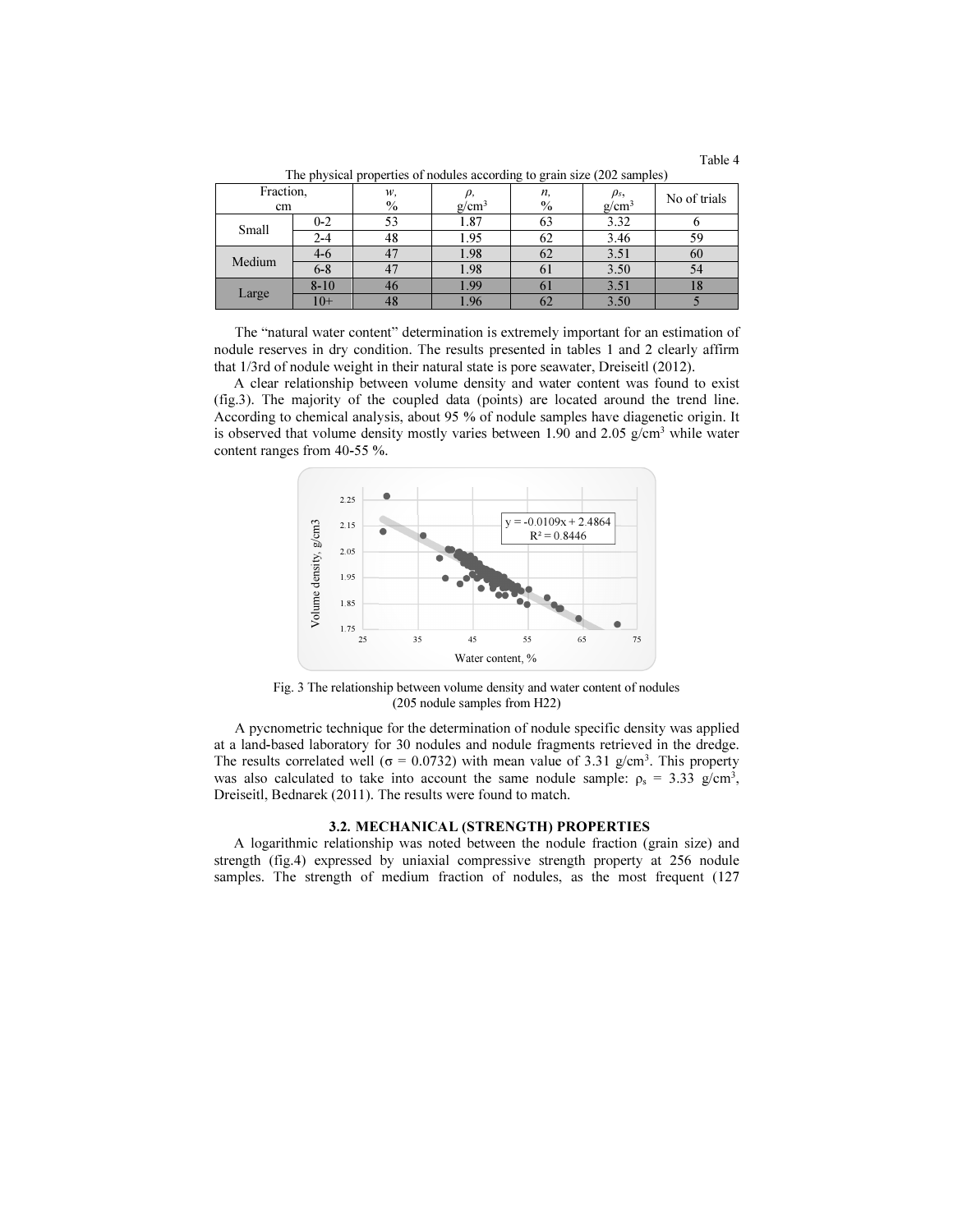Table 4

The physical properties of nodules according to grain size (202 samples)

| Fraction, cm | | $w$, % | $\rho$, g/cm$^3$ | $n$, % | $\rho_s$, g/cm$^3$ | No of trials |
|---|---|---|---|---|---|---|
| Small | 0-2 | 53 | 1.87 | 63 | 3.32 | 6 |
| | 2-4 | 48 | 1.95 | 62 | 3.46 | 59 |
| Medium | 4-6 | 47 | 1.98 | 62 | 3.51 | 60 |
| | 6-8 | 47 | 1.98 | 61 | 3.50 | 54 |
| Large | 8-10 | 46 | 1.99 | 61 | 3.51 | 18 |
| | 10+ | 48 | 1.96 | 62 | 3.50 | 5 |

The "natural water content" determination is extremely important for an estimation of nodule reserves in dry condition. The results presented in tables 1 and 2 clearly affirm that 1/3rd of nodule weight in their natural state is pore seawater, Dreiseitl (2012).

A clear relationship between volume density and water content was found to exist (fig.3). The majority of the coupled data (points) are located around the trend line. According to chemical analysis, about 95 % of nodule samples have diagenetic origin. It is observed that volume density mostly varies between 1.90 and 2.05 g/cm$^3$ while water content ranges from 40-55 %.

Fig. 3 The relationship between volume density and water content of nodules (205 nodule samples from H22)

A pycnometric technique for the determination of nodule specific density was applied at a land-based laboratory for 30 nodules and nodule fragments retrieved in the dredge. The results correlated well ($\sigma$ = 0.0732) with mean value of 3.31 g/cm$^3$. This property was also calculated to take into account the same nodule sample: $\rho_s$ = 3.33 g/cm$^3$, Dreiseitl, Bednarek (2011). The results were found to match.

### 3.2. MECHANICAL (STRENGTH) PROPERTIES

A logarithmic relationship was noted between the nodule fraction (grain size) and strength (fig.4) expressed by uniaxial compressive strength property at 256 nodule samples. The strength of medium fraction of nodules, as the most frequent (127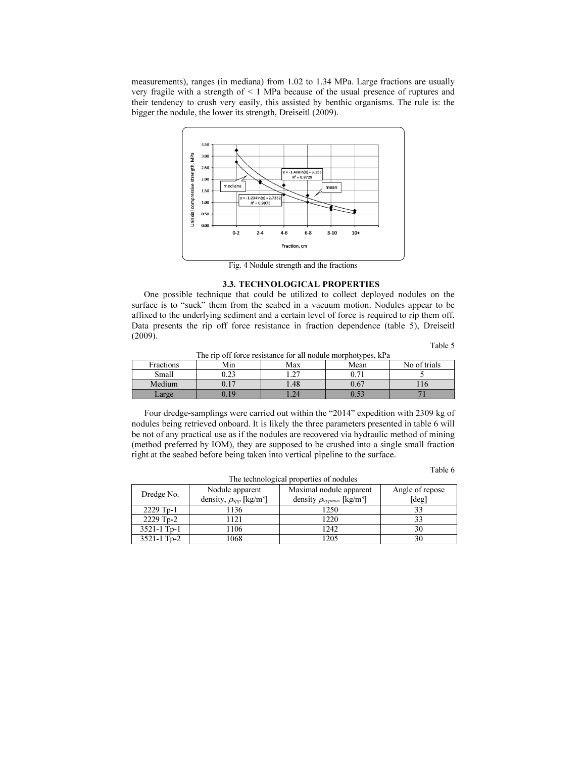measurements), ranges (in mediana) from 1.02 to 1.34 MPa. Large fractions are usually very fragile with a strength of < 1 MPa because of the usual presence of ruptures and their tendency to crush very easily, this assisted by benthic organisms. The rule is: the bigger the nodule, the lower its strength, Dreiseitl (2009).

Fig. 4 Nodule strength and the fractions

### 3.3. TECHNOLOGICAL PROPERTIES

One possible technique that could be utilized to collect deployed nodules on the surface is to "suck" them from the seabed in a vacuum motion. Nodules appear to be affixed to the underlying sediment and a certain level of force is required to rip them off. Data presents the rip off force resistance in fraction dependence (table 5), Dreiseitl (2009).

Table 5

The rip off force resistance for all nodule morphotypes, kPa

| Fractions | Min | Max | Mean | No of trials |
| --- | --- | --- | --- | --- |
| Small | 0.23 | 1.27 | 0.71 | 5 |
| Medium | 0.17 | 1.48 | 0.67 | 116 |
| Large | 0.19 | 1.24 | 0.53 | 71 |

Four dredge-samplings were carried out within the "2014" expedition with 2309 kg of nodules being retrieved onboard. It is likely the three parameters presented in table 6 will be not of any practical use as if the nodules are recovered via hydraulic method of mining (method preferred by IOM), they are supposed to be crushed into a single small fraction right at the seabed before being taken into vertical pipeline to the surface.

Table 6

The technological properties of nodules

| Dredge No. | Nodule apparent density, $\rho_{app}$ [kg/m$^3$] | Maximal nodule apparent density $\rho_{appmax}$ [kg/m$^3$] | Angle of repose [deg] |
| --- | --- | --- | --- |
| 2229 Tp-1 | 1136 | 1250 | 33 |
| 2229 Tp-2 | 1121 | 1220 | 33 |
| 3521-1 Tp-1 | 1106 | 1242 | 30 |
| 3521-1 Tp-2 | 1068 | 1205 | 30 |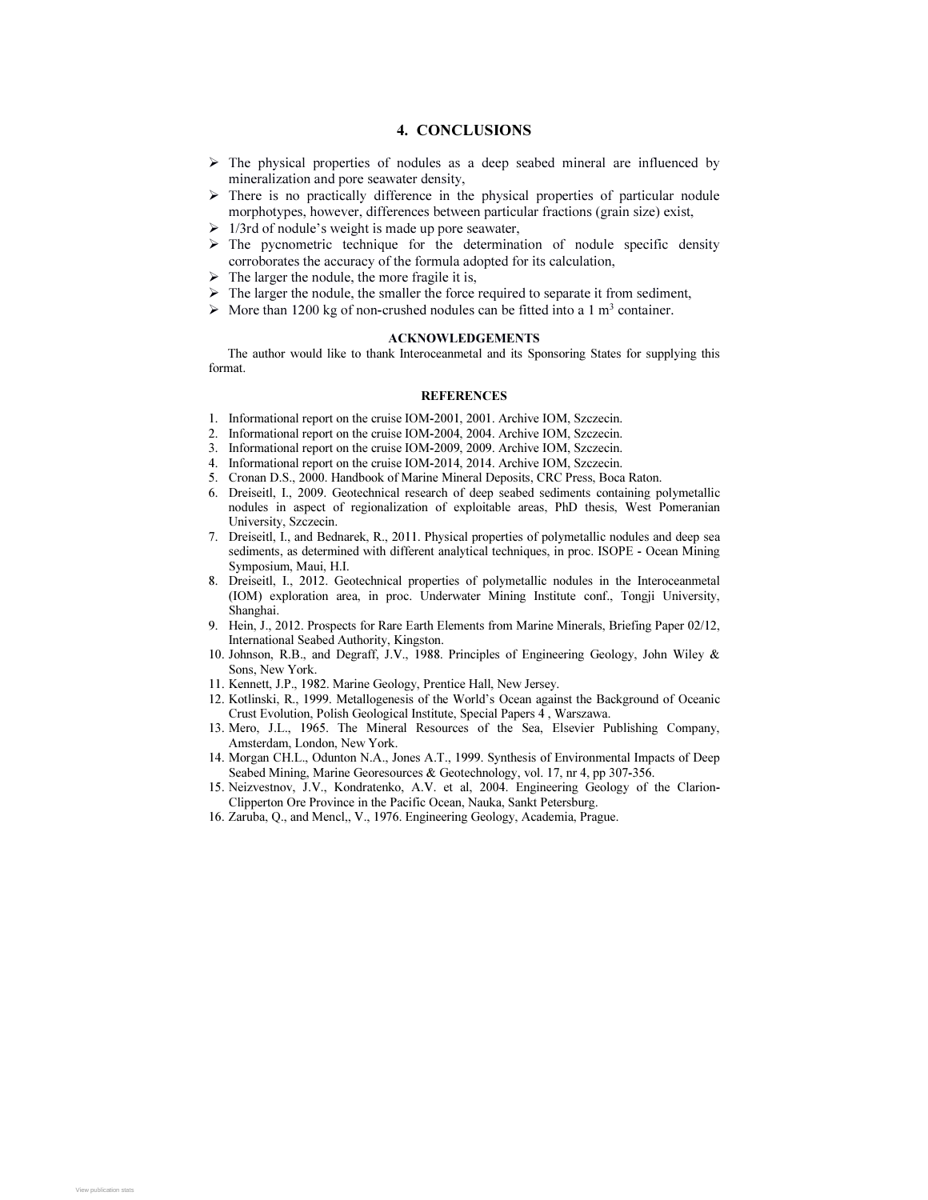## 4. CONCLUSIONS

- The physical properties of nodules as a deep seabed mineral are influenced by mineralization and pore seawater density,
- There is no practically difference in the physical properties of particular nodule morphotypes, however, differences between particular fractions (grain size) exist,
- 1/3rd of nodule's weight is made up pore seawater,
- The pycnometric technique for the determination of nodule specific density corroborates the accuracy of the formula adopted for its calculation,
- The larger the nodule, the more fragile it is,
- The larger the nodule, the smaller the force required to separate it from sediment,
- More than 1200 kg of non-crushed nodules can be fitted into a 1 $m^3$ container.

### ACKNOWLEDGEMENTS

The author would like to thank Interoceanmetal and its Sponsoring States for supplying this format.

### REFERENCES

1. Informational report on the cruise IOM-2001, 2001. Archive IOM, Szczecin.
2. Informational report on the cruise IOM-2004, 2004. Archive IOM, Szczecin.
3. Informational report on the cruise IOM-2009, 2009. Archive IOM, Szczecin.
4. Informational report on the cruise IOM-2014, 2014. Archive IOM, Szczecin.
5. Cronan D.S., 2000. Handbook of Marine Mineral Deposits, CRC Press, Boca Raton.
6. Dreiseitl, I., 2009. Geotechnical research of deep seabed sediments containing polymetallic nodules in aspect of regionalization of exploitable areas, PhD thesis, West Pomeranian University, Szczecin.
7. Dreiseitl, I., and Bednarek, R., 2011. Physical properties of polymetallic nodules and deep sea sediments, as determined with different analytical techniques, in proc. ISOPE - Ocean Mining Symposium, Maui, H.I.
8. Dreiseitl, I., 2012. Geotechnical properties of polymetallic nodules in the Interoceanmetal (IOM) exploration area, in proc. Underwater Mining Institute conf., Tongji University, Shanghai.
9. Hein, J., 2012. Prospects for Rare Earth Elements from Marine Minerals, Briefing Paper 02/12, International Seabed Authority, Kingston.
10. Johnson, R.B., and Degraff, J.V., 1988. Principles of Engineering Geology, John Wiley & Sons, New York.
11. Kennett, J.P., 1982. Marine Geology, Prentice Hall, New Jersey.
12. Kotlinski, R., 1999. Metallogenesis of the World's Ocean against the Background of Oceanic Crust Evolution, Polish Geological Institute, Special Papers 4 , Warszawa.
13. Mero, J.L., 1965. The Mineral Resources of the Sea, Elsevier Publishing Company, Amsterdam, London, New York.
14. Morgan CH.L., Odunton N.A., Jones A.T., 1999. Synthesis of Environmental Impacts of Deep Seabed Mining, Marine Georesources & Geotechnology, vol. 17, nr 4, pp 307-356.
15. Neizvestnov, J.V., Kondratenko, A.V. et al, 2004. Engineering Geology of the Clarion-Clipperton Ore Province in the Pacific Ocean, Nauka, Sankt Petersburg.
16. Zaruba, Q., and Mencl,, V., 1976. Engineering Geology, Academia, Prague.